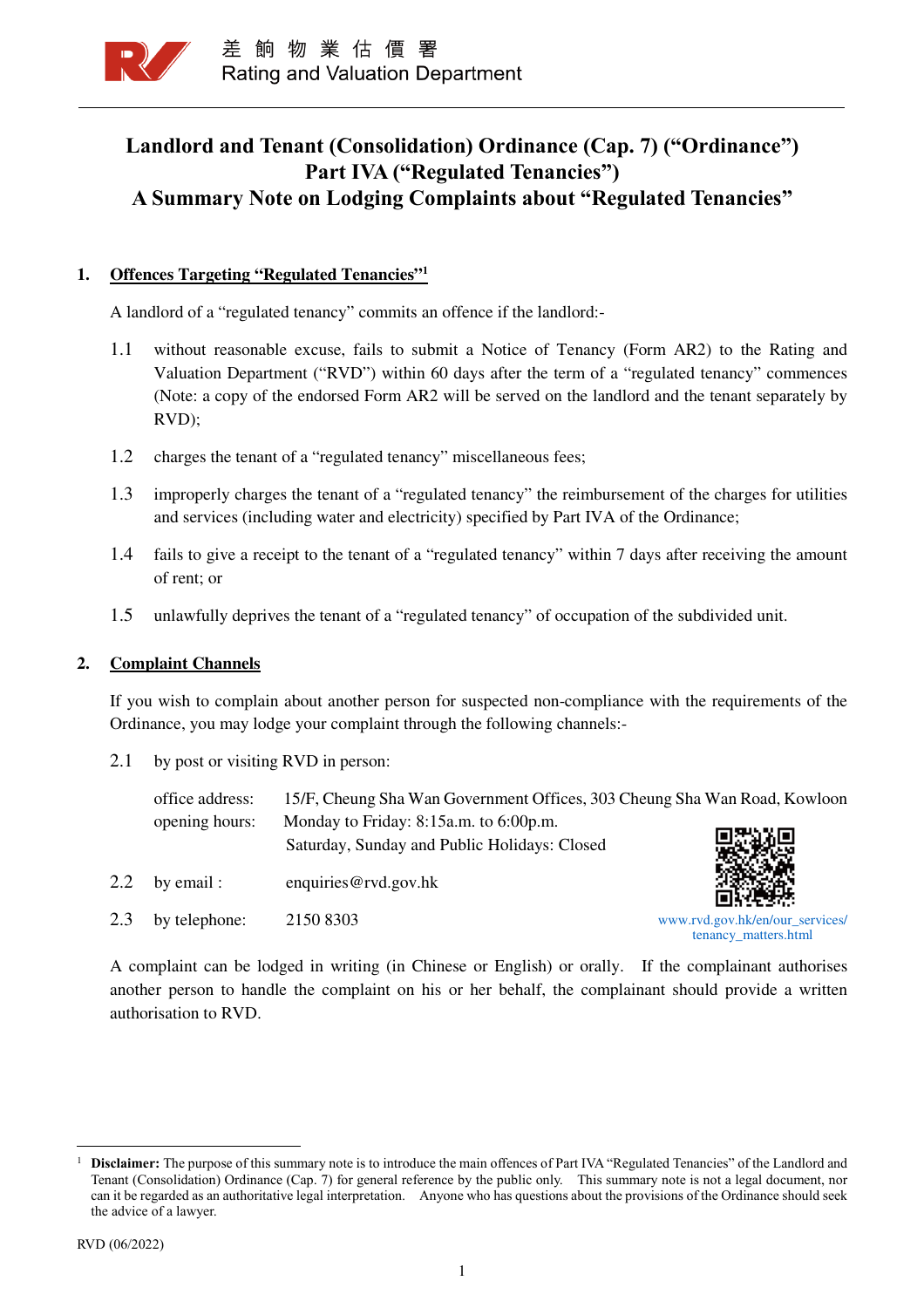差 餉 物 業 估 價 署
Rating and Valuation Department

# Landlord and Tenant (Consolidation) Ordinance (Cap. 7) ("Ordinance") Part IVA ("Regulated Tenancies") A Summary Note on Lodging Complaints about "Regulated Tenancies"

## 1. Offences Targeting "Regulated Tenancies"[1]

A landlord of a "regulated tenancy" commits an offence if the landlord:-

1.1 without reasonable excuse, fails to submit a Notice of Tenancy (Form AR2) to the Rating and Valuation Department ("RVD") within 60 days after the term of a "regulated tenancy" commences (Note: a copy of the endorsed Form AR2 will be served on the landlord and the tenant separately by RVD);

1.2 charges the tenant of a "regulated tenancy" miscellaneous fees;

1.3 improperly charges the tenant of a "regulated tenancy" the reimbursement of the charges for utilities and services (including water and electricity) specified by Part IVA of the Ordinance;

1.4 fails to give a receipt to the tenant of a "regulated tenancy" within 7 days after receiving the amount of rent; or

1.5 unlawfully deprives the tenant of a "regulated tenancy" of occupation of the subdivided unit.

## 2. Complaint Channels

If you wish to complain about another person for suspected non-compliance with the requirements of the Ordinance, you may lodge your complaint through the following channels:-

2.1 by post or visiting RVD in person:

office address: 15/F, Cheung Sha Wan Government Offices, 303 Cheung Sha Wan Road, Kowloon
opening hours: Monday to Friday: 8:15a.m. to 6:00p.m.
Saturday, Sunday and Public Holidays: Closed

2.2 by email : enquiries@rvd.gov.hk

2.3 by telephone: 2150 8303

www.rvd.gov.hk/en/our_services/tenancy_matters.html

A complaint can be lodged in writing (in Chinese or English) or orally. If the complainant authorises another person to handle the complaint on his or her behalf, the complainant should provide a written authorisation to RVD.

---

[1] **Disclaimer:** The purpose of this summary note is to introduce the main offences of Part IVA "Regulated Tenancies" of the Landlord and Tenant (Consolidation) Ordinance (Cap. 7) for general reference by the public only. This summary note is not a legal document, nor can it be regarded as an authoritative legal interpretation. Anyone who has questions about the provisions of the Ordinance should seek the advice of a lawyer.

RVD (06/2022)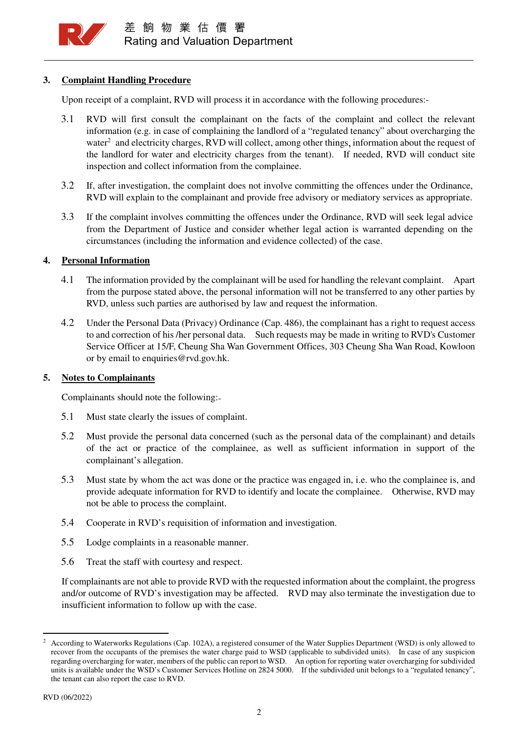## 3. Complaint Handling Procedure

Upon receipt of a complaint, RVD will process it in accordance with the following procedures:-

3.1 RVD will first consult the complainant on the facts of the complaint and collect the relevant information (e.g. in case of complaining the landlord of a "regulated tenancy" about overcharging the water[2] and electricity charges, RVD will collect, among other things, information about the request of the landlord for water and electricity charges from the tenant). If needed, RVD will conduct site inspection and collect information from the complainee.

3.2 If, after investigation, the complaint does not involve committing the offences under the Ordinance, RVD will explain to the complainant and provide free advisory or mediatory services as appropriate.

3.3 If the complaint involves committing the offences under the Ordinance, RVD will seek legal advice from the Department of Justice and consider whether legal action is warranted depending on the circumstances (including the information and evidence collected) of the case.

## 4. Personal Information

4.1 The information provided by the complainant will be used for handling the relevant complaint. Apart from the purpose stated above, the personal information will not be transferred to any other parties by RVD, unless such parties are authorised by law and request the information.

4.2 Under the Personal Data (Privacy) Ordinance (Cap. 486), the complainant has a right to request access to and correction of his /her personal data. Such requests may be made in writing to RVD's Customer Service Officer at 15/F, Cheung Sha Wan Government Offices, 303 Cheung Sha Wan Road, Kowloon or by email to enquiries@rvd.gov.hk.

## 5. Notes to Complainants

Complainants should note the following:-

5.1 Must state clearly the issues of complaint.

5.2 Must provide the personal data concerned (such as the personal data of the complainant) and details of the act or practice of the complainee, as well as sufficient information in support of the complainant's allegation.

5.3 Must state by whom the act was done or the practice was engaged in, i.e. who the complainee is, and provide adequate information for RVD to identify and locate the complainee. Otherwise, RVD may not be able to process the complaint.

5.4 Cooperate in RVD's requisition of information and investigation.

5.5 Lodge complaints in a reasonable manner.

5.6 Treat the staff with courtesy and respect.

If complainants are not able to provide RVD with the requested information about the complaint, the progress and/or outcome of RVD's investigation may be affected. RVD may also terminate the investigation due to insufficient information to follow up with the case.

---

[2] According to Waterworks Regulations (Cap. 102A), a registered consumer of the Water Supplies Department (WSD) is only allowed to recover from the occupants of the premises the water charge paid to WSD (applicable to subdivided units). In case of any suspicion regarding overcharging for water, members of the public can report to WSD. An option for reporting water overcharging for subdivided units is available under the WSD's Customer Services Hotline on 2824 5000. If the subdivided unit belongs to a "regulated tenancy", the tenant can also report the case to RVD.

RVD (06/2022)